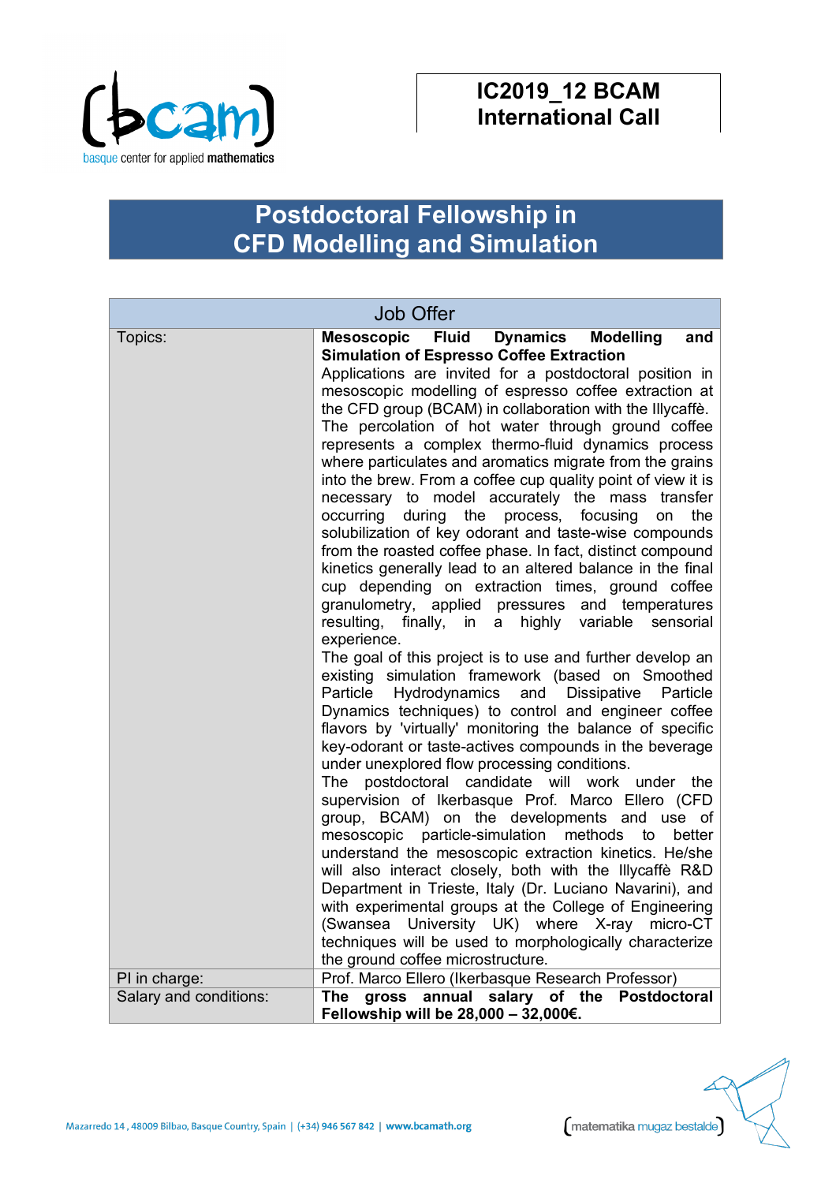# IC2019_12 BCAM International Call

## Postdoctoral Fellowship in CFD Modelling and Simulation

| Job Offer | |
|---|---|
| Topics: | **Mesoscopic Fluid Dynamics Modelling and Simulation of Espresso Coffee Extraction**<br>Applications are invited for a postdoctoral position in mesoscopic modelling of espresso coffee extraction at the CFD group (BCAM) in collaboration with the Illycaffè. The percolation of hot water through ground coffee represents a complex thermo-fluid dynamics process where particulates and aromatics migrate from the grains into the brew. From a coffee cup quality point of view it is necessary to model accurately the mass transfer occurring during the process, focusing on the solubilization of key odorant and taste-wise compounds from the roasted coffee phase. In fact, distinct compound kinetics generally lead to an altered balance in the final cup depending on extraction times, ground coffee granulometry, applied pressures and temperatures resulting, finally, in a highly variable sensorial experience.<br>The goal of this project is to use and further develop an existing simulation framework (based on Smoothed Particle Hydrodynamics and Dissipative Particle Dynamics techniques) to control and engineer coffee flavors by 'virtually' monitoring the balance of specific key-odorant or taste-actives compounds in the beverage under unexplored flow processing conditions.<br>The postdoctoral candidate will work under the supervision of Ikerbasque Prof. Marco Ellero (CFD group, BCAM) on the developments and use of mesoscopic particle-simulation methods to better understand the mesoscopic extraction kinetics. He/she will also interact closely, both with the Illycaffè R&D Department in Trieste, Italy (Dr. Luciano Navarini), and with experimental groups at the College of Engineering (Swansea University UK) where X-ray micro-CT techniques will be used to morphologically characterize the ground coffee microstructure. |
| PI in charge: | Prof. Marco Ellero (Ikerbasque Research Professor) |
| Salary and conditions: | **The gross annual salary of the Postdoctoral Fellowship will be 28,000 – 32,000€.** |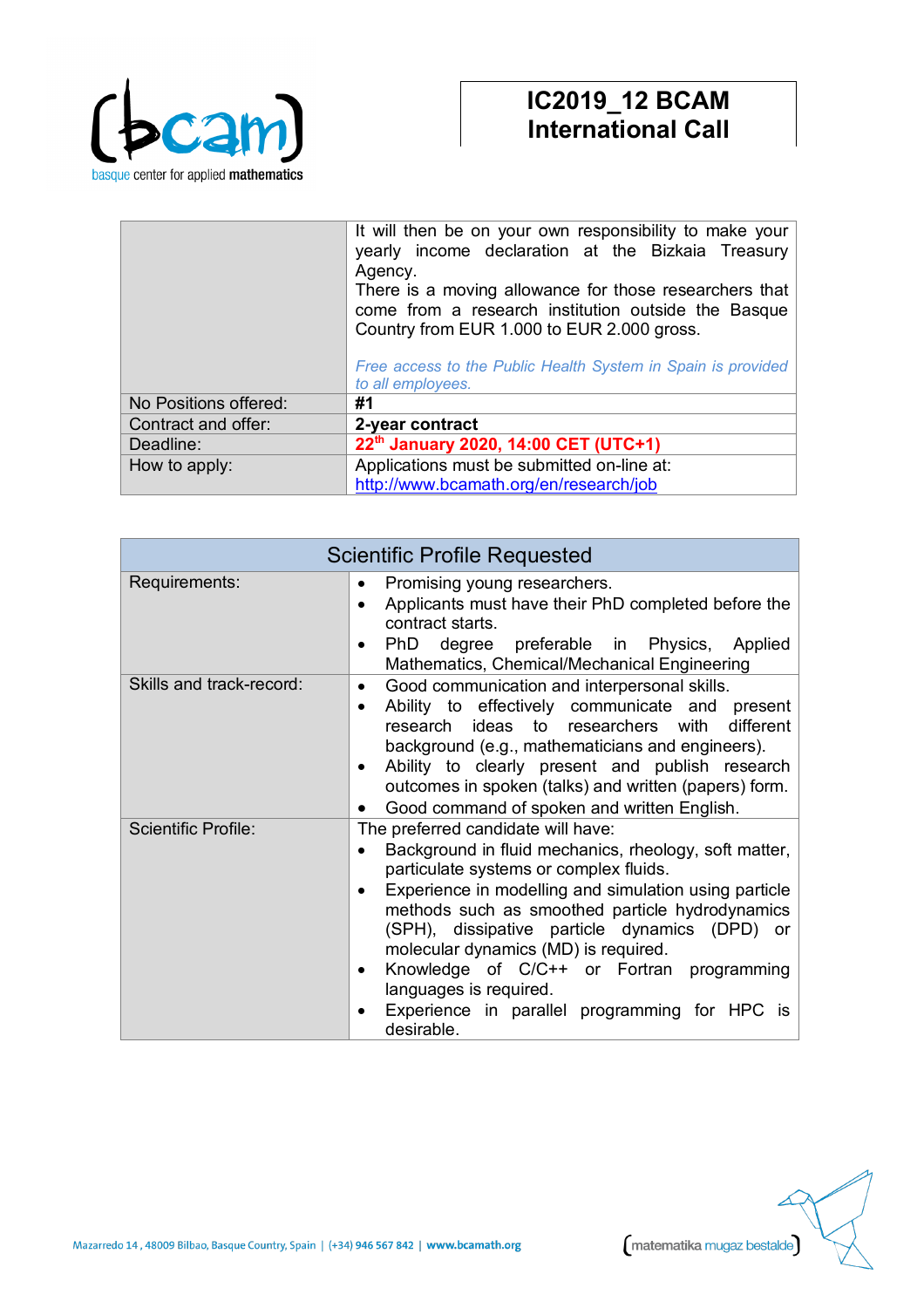# IC2019_12 BCAM International Call

| | |
|---|---|
| | It will then be on your own responsibility to make your yearly income declaration at the Bizkaia Treasury Agency. There is a moving allowance for those researchers that come from a research institution outside the Basque Country from EUR 1.000 to EUR 2.000 gross. *Free access to the Public Health System in Spain is provided to all employees.* |
| No Positions offered: | **#1** |
| Contract and offer: | **2-year contract** |
| Deadline: | **22th January 2020, 14:00 CET (UTC+1)** |
| How to apply: | Applications must be submitted on-line at: http://www.bcamath.org/en/research/job |

| Scientific Profile Requested | |
|---|---|
| Requirements: | • Promising young researchers.<br>• Applicants must have their PhD completed before the contract starts.<br>• PhD degree preferable in Physics, Applied Mathematics, Chemical/Mechanical Engineering |
| Skills and track-record: | • Good communication and interpersonal skills.<br>• Ability to effectively communicate and present research ideas to researchers with different background (e.g., mathematicians and engineers).<br>• Ability to clearly present and publish research outcomes in spoken (talks) and written (papers) form.<br>• Good command of spoken and written English. |
| Scientific Profile: | The preferred candidate will have:<br>• Background in fluid mechanics, rheology, soft matter, particulate systems or complex fluids.<br>• Experience in modelling and simulation using particle methods such as smoothed particle hydrodynamics (SPH), dissipative particle dynamics (DPD) or molecular dynamics (MD) is required.<br>• Knowledge of C/C++ or Fortran programming languages is required.<br>• Experience in parallel programming for HPC is desirable. |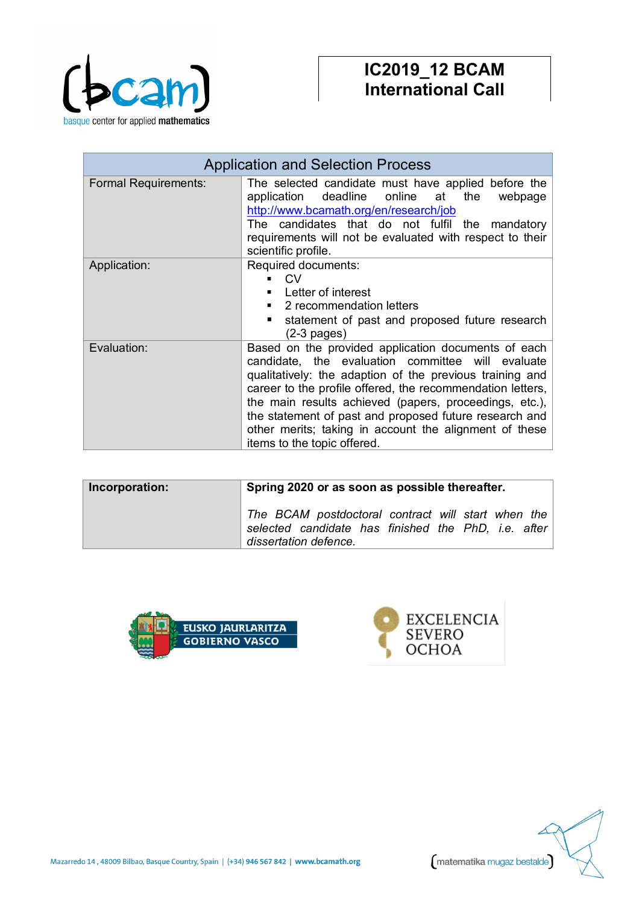# IC2019_12 BCAM International Call

| Application and Selection Process | |
|---|---|
| Formal Requirements: | The selected candidate must have applied before the application deadline online at the webpage http://www.bcamath.org/en/research/job The candidates that do not fulfil the mandatory requirements will not be evaluated with respect to their scientific profile. |
| Application: | Required documents: <br>▪ CV <br>▪ Letter of interest <br>▪ 2 recommendation letters <br>▪ statement of past and proposed future research (2-3 pages) |
| Evaluation: | Based on the provided application documents of each candidate, the evaluation committee will evaluate qualitatively: the adaption of the previous training and career to the profile offered, the recommendation letters, the main results achieved (papers, proceedings, etc.), the statement of past and proposed future research and other merits; taking in account the alignment of these items to the topic offered. |

| | |
|---|---|
| **Incorporation:** | **Spring 2020 or as soon as possible thereafter.** <br><br>*The BCAM postdoctoral contract will start when the selected candidate has finished the PhD, i.e. after dissertation defence.* |